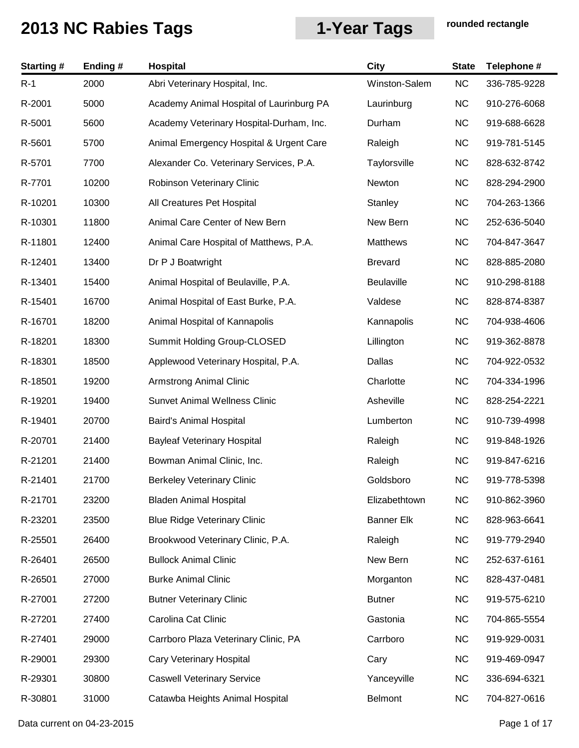# 2013 NC Rabies Tags

## 1-Year Tags

**rounded rectangle**

| Starting # | Ending # | Hospital | City | State | Telephone # |
|---|---|---|---|---|---|
| R-1 | 2000 | Abri Veterinary Hospital, Inc. | Winston-Salem | NC | 336-785-9228 |
| R-2001 | 5000 | Academy Animal Hospital of Laurinburg PA | Laurinburg | NC | 910-276-6068 |
| R-5001 | 5600 | Academy Veterinary Hospital-Durham, Inc. | Durham | NC | 919-688-6628 |
| R-5601 | 5700 | Animal Emergency Hospital & Urgent Care | Raleigh | NC | 919-781-5145 |
| R-5701 | 7700 | Alexander Co. Veterinary Services, P.A. | Taylorsville | NC | 828-632-8742 |
| R-7701 | 10200 | Robinson Veterinary Clinic | Newton | NC | 828-294-2900 |
| R-10201 | 10300 | All Creatures Pet Hospital | Stanley | NC | 704-263-1366 |
| R-10301 | 11800 | Animal Care Center of New Bern | New Bern | NC | 252-636-5040 |
| R-11801 | 12400 | Animal Care Hospital of Matthews, P.A. | Matthews | NC | 704-847-3647 |
| R-12401 | 13400 | Dr P J Boatwright | Brevard | NC | 828-885-2080 |
| R-13401 | 15400 | Animal Hospital of Beulaville, P.A. | Beulaville | NC | 910-298-8188 |
| R-15401 | 16700 | Animal Hospital of East Burke, P.A. | Valdese | NC | 828-874-8387 |
| R-16701 | 18200 | Animal Hospital of Kannapolis | Kannapolis | NC | 704-938-4606 |
| R-18201 | 18300 | Summit Holding Group-CLOSED | Lillington | NC | 919-362-8878 |
| R-18301 | 18500 | Applewood Veterinary Hospital, P.A. | Dallas | NC | 704-922-0532 |
| R-18501 | 19200 | Armstrong Animal Clinic | Charlotte | NC | 704-334-1996 |
| R-19201 | 19400 | Sunvet Animal Wellness Clinic | Asheville | NC | 828-254-2221 |
| R-19401 | 20700 | Baird's Animal Hospital | Lumberton | NC | 910-739-4998 |
| R-20701 | 21400 | Bayleaf Veterinary Hospital | Raleigh | NC | 919-848-1926 |
| R-21201 | 21400 | Bowman Animal Clinic, Inc. | Raleigh | NC | 919-847-6216 |
| R-21401 | 21700 | Berkeley Veterinary Clinic | Goldsboro | NC | 919-778-5398 |
| R-21701 | 23200 | Bladen Animal Hospital | Elizabethtown | NC | 910-862-3960 |
| R-23201 | 23500 | Blue Ridge Veterinary Clinic | Banner Elk | NC | 828-963-6641 |
| R-25501 | 26400 | Brookwood Veterinary Clinic, P.A. | Raleigh | NC | 919-779-2940 |
| R-26401 | 26500 | Bullock Animal Clinic | New Bern | NC | 252-637-6161 |
| R-26501 | 27000 | Burke Animal Clinic | Morganton | NC | 828-437-0481 |
| R-27001 | 27200 | Butner Veterinary Clinic | Butner | NC | 919-575-6210 |
| R-27201 | 27400 | Carolina Cat Clinic | Gastonia | NC | 704-865-5554 |
| R-27401 | 29000 | Carrboro Plaza Veterinary Clinic, PA | Carrboro | NC | 919-929-0031 |
| R-29001 | 29300 | Cary Veterinary Hospital | Cary | NC | 919-469-0947 |
| R-29301 | 30800 | Caswell Veterinary Service | Yanceyville | NC | 336-694-6321 |
| R-30801 | 31000 | Catawba Heights Animal Hospital | Belmont | NC | 704-827-0616 |

Data current on 04-23-2015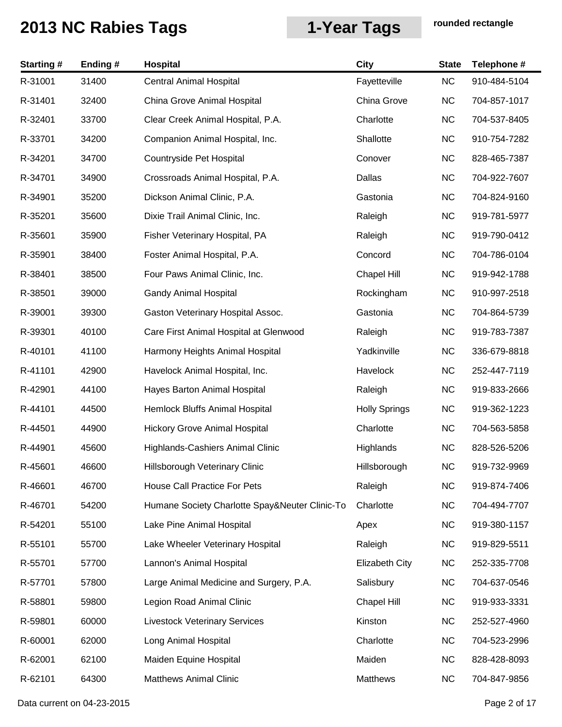# 2013 NC Rabies Tags

## 1-Year Tags

**rounded rectangle**

| Starting # | Ending # | Hospital | City | State | Telephone # |
|---|---|---|---|---|---|
| R-31001 | 31400 | Central Animal Hospital | Fayetteville | NC | 910-484-5104 |
| R-31401 | 32400 | China Grove Animal Hospital | China Grove | NC | 704-857-1017 |
| R-32401 | 33700 | Clear Creek Animal Hospital, P.A. | Charlotte | NC | 704-537-8405 |
| R-33701 | 34200 | Companion Animal Hospital, Inc. | Shallotte | NC | 910-754-7282 |
| R-34201 | 34700 | Countryside Pet Hospital | Conover | NC | 828-465-7387 |
| R-34701 | 34900 | Crossroads Animal Hospital, P.A. | Dallas | NC | 704-922-7607 |
| R-34901 | 35200 | Dickson Animal Clinic, P.A. | Gastonia | NC | 704-824-9160 |
| R-35201 | 35600 | Dixie Trail Animal Clinic, Inc. | Raleigh | NC | 919-781-5977 |
| R-35601 | 35900 | Fisher Veterinary Hospital, PA | Raleigh | NC | 919-790-0412 |
| R-35901 | 38400 | Foster Animal Hospital, P.A. | Concord | NC | 704-786-0104 |
| R-38401 | 38500 | Four Paws Animal Clinic, Inc. | Chapel Hill | NC | 919-942-1788 |
| R-38501 | 39000 | Gandy Animal Hospital | Rockingham | NC | 910-997-2518 |
| R-39001 | 39300 | Gaston Veterinary Hospital Assoc. | Gastonia | NC | 704-864-5739 |
| R-39301 | 40100 | Care First Animal Hospital at Glenwood | Raleigh | NC | 919-783-7387 |
| R-40101 | 41100 | Harmony Heights Animal Hospital | Yadkinville | NC | 336-679-8818 |
| R-41101 | 42900 | Havelock Animal Hospital, Inc. | Havelock | NC | 252-447-7119 |
| R-42901 | 44100 | Hayes Barton Animal Hospital | Raleigh | NC | 919-833-2666 |
| R-44101 | 44500 | Hemlock Bluffs Animal Hospital | Holly Springs | NC | 919-362-1223 |
| R-44501 | 44900 | Hickory Grove Animal Hospital | Charlotte | NC | 704-563-5858 |
| R-44901 | 45600 | Highlands-Cashiers Animal Clinic | Highlands | NC | 828-526-5206 |
| R-45601 | 46600 | Hillsborough Veterinary Clinic | Hillsborough | NC | 919-732-9969 |
| R-46601 | 46700 | House Call Practice For Pets | Raleigh | NC | 919-874-7406 |
| R-46701 | 54200 | Humane Society Charlotte Spay&Neuter Clinic-To | Charlotte | NC | 704-494-7707 |
| R-54201 | 55100 | Lake Pine Animal Hospital | Apex | NC | 919-380-1157 |
| R-55101 | 55700 | Lake Wheeler Veterinary Hospital | Raleigh | NC | 919-829-5511 |
| R-55701 | 57700 | Lannon's Animal Hospital | Elizabeth City | NC | 252-335-7708 |
| R-57701 | 57800 | Large Animal Medicine and Surgery, P.A. | Salisbury | NC | 704-637-0546 |
| R-58801 | 59800 | Legion Road Animal Clinic | Chapel Hill | NC | 919-933-3331 |
| R-59801 | 60000 | Livestock Veterinary Services | Kinston | NC | 252-527-4960 |
| R-60001 | 62000 | Long Animal Hospital | Charlotte | NC | 704-523-2996 |
| R-62001 | 62100 | Maiden Equine Hospital | Maiden | NC | 828-428-8093 |
| R-62101 | 64300 | Matthews Animal Clinic | Matthews | NC | 704-847-9856 |

Data current on 04-23-2015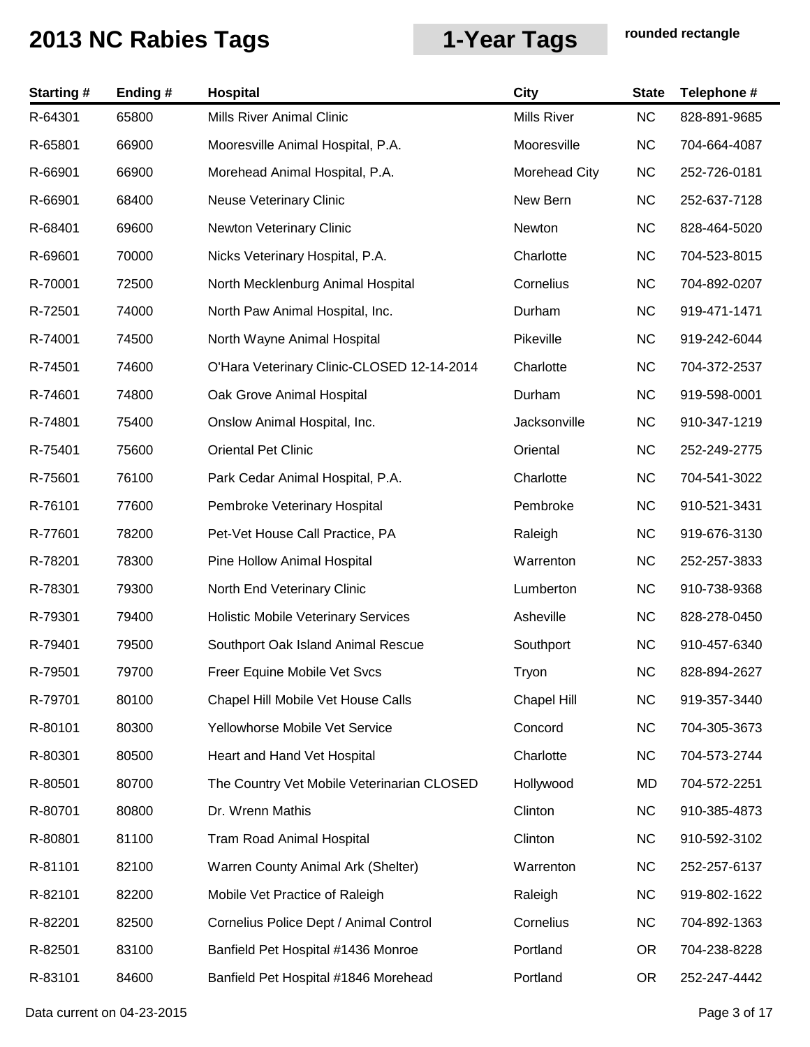# 2013 NC Rabies Tags

## 1-Year Tags

**rounded rectangle**

| Starting # | Ending # | Hospital | City | State | Telephone # |
|---|---|---|---|---|---|
| R-64301 | 65800 | Mills River Animal Clinic | Mills River | NC | 828-891-9685 |
| R-65801 | 66900 | Mooresville Animal Hospital, P.A. | Mooresville | NC | 704-664-4087 |
| R-66901 | 66900 | Morehead Animal Hospital, P.A. | Morehead City | NC | 252-726-0181 |
| R-66901 | 68400 | Neuse Veterinary Clinic | New Bern | NC | 252-637-7128 |
| R-68401 | 69600 | Newton Veterinary Clinic | Newton | NC | 828-464-5020 |
| R-69601 | 70000 | Nicks Veterinary Hospital, P.A. | Charlotte | NC | 704-523-8015 |
| R-70001 | 72500 | North Mecklenburg Animal Hospital | Cornelius | NC | 704-892-0207 |
| R-72501 | 74000 | North Paw Animal Hospital, Inc. | Durham | NC | 919-471-1471 |
| R-74001 | 74500 | North Wayne Animal Hospital | Pikeville | NC | 919-242-6044 |
| R-74501 | 74600 | O'Hara Veterinary Clinic-CLOSED 12-14-2014 | Charlotte | NC | 704-372-2537 |
| R-74601 | 74800 | Oak Grove Animal Hospital | Durham | NC | 919-598-0001 |
| R-74801 | 75400 | Onslow Animal Hospital, Inc. | Jacksonville | NC | 910-347-1219 |
| R-75401 | 75600 | Oriental Pet Clinic | Oriental | NC | 252-249-2775 |
| R-75601 | 76100 | Park Cedar Animal Hospital, P.A. | Charlotte | NC | 704-541-3022 |
| R-76101 | 77600 | Pembroke Veterinary Hospital | Pembroke | NC | 910-521-3431 |
| R-77601 | 78200 | Pet-Vet House Call Practice, PA | Raleigh | NC | 919-676-3130 |
| R-78201 | 78300 | Pine Hollow Animal Hospital | Warrenton | NC | 252-257-3833 |
| R-78301 | 79300 | North End Veterinary Clinic | Lumberton | NC | 910-738-9368 |
| R-79301 | 79400 | Holistic Mobile Veterinary Services | Asheville | NC | 828-278-0450 |
| R-79401 | 79500 | Southport Oak Island Animal Rescue | Southport | NC | 910-457-6340 |
| R-79501 | 79700 | Freer Equine Mobile Vet Svcs | Tryon | NC | 828-894-2627 |
| R-79701 | 80100 | Chapel Hill Mobile Vet House Calls | Chapel Hill | NC | 919-357-3440 |
| R-80101 | 80300 | Yellowhorse Mobile Vet Service | Concord | NC | 704-305-3673 |
| R-80301 | 80500 | Heart and Hand Vet Hospital | Charlotte | NC | 704-573-2744 |
| R-80501 | 80700 | The Country Vet Mobile Veterinarian CLOSED | Hollywood | MD | 704-572-2251 |
| R-80701 | 80800 | Dr. Wrenn Mathis | Clinton | NC | 910-385-4873 |
| R-80801 | 81100 | Tram Road Animal Hospital | Clinton | NC | 910-592-3102 |
| R-81101 | 82100 | Warren County Animal Ark (Shelter) | Warrenton | NC | 252-257-6137 |
| R-82101 | 82200 | Mobile Vet Practice of Raleigh | Raleigh | NC | 919-802-1622 |
| R-82201 | 82500 | Cornelius Police Dept / Animal Control | Cornelius | NC | 704-892-1363 |
| R-82501 | 83100 | Banfield Pet Hospital #1436 Monroe | Portland | OR | 704-238-8228 |
| R-83101 | 84600 | Banfield Pet Hospital #1846 Morehead | Portland | OR | 252-247-4442 |

Data current on 04-23-2015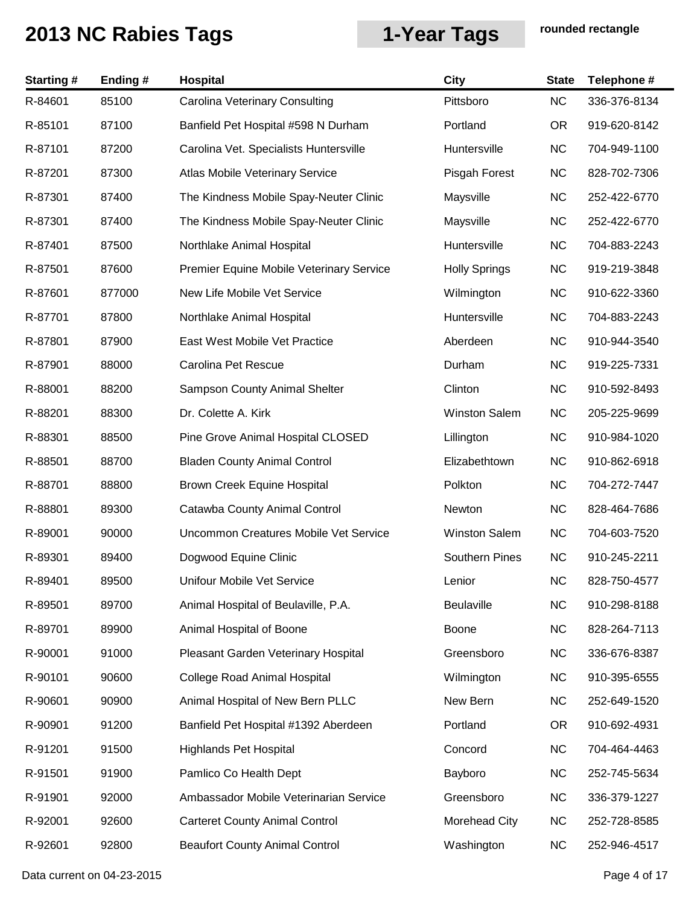# 2013 NC Rabies Tags

## 1-Year Tags

**rounded rectangle**

| Starting # | Ending # | Hospital | City | State | Telephone # |
|---|---|---|---|---|---|
| R-84601 | 85100 | Carolina Veterinary Consulting | Pittsboro | NC | 336-376-8134 |
| R-85101 | 87100 | Banfield Pet Hospital #598 N Durham | Portland | OR | 919-620-8142 |
| R-87101 | 87200 | Carolina Vet. Specialists Huntersville | Huntersville | NC | 704-949-1100 |
| R-87201 | 87300 | Atlas Mobile Veterinary Service | Pisgah Forest | NC | 828-702-7306 |
| R-87301 | 87400 | The Kindness Mobile Spay-Neuter Clinic | Maysville | NC | 252-422-6770 |
| R-87301 | 87400 | The Kindness Mobile Spay-Neuter Clinic | Maysville | NC | 252-422-6770 |
| R-87401 | 87500 | Northlake Animal Hospital | Huntersville | NC | 704-883-2243 |
| R-87501 | 87600 | Premier Equine Mobile Veterinary Service | Holly Springs | NC | 919-219-3848 |
| R-87601 | 877000 | New Life Mobile Vet Service | Wilmington | NC | 910-622-3360 |
| R-87701 | 87800 | Northlake Animal Hospital | Huntersville | NC | 704-883-2243 |
| R-87801 | 87900 | East West Mobile Vet Practice | Aberdeen | NC | 910-944-3540 |
| R-87901 | 88000 | Carolina Pet Rescue | Durham | NC | 919-225-7331 |
| R-88001 | 88200 | Sampson County Animal Shelter | Clinton | NC | 910-592-8493 |
| R-88201 | 88300 | Dr. Colette A. Kirk | Winston Salem | NC | 205-225-9699 |
| R-88301 | 88500 | Pine Grove Animal Hospital CLOSED | Lillington | NC | 910-984-1020 |
| R-88501 | 88700 | Bladen County Animal Control | Elizabethtown | NC | 910-862-6918 |
| R-88701 | 88800 | Brown Creek Equine Hospital | Polkton | NC | 704-272-7447 |
| R-88801 | 89300 | Catawba County Animal Control | Newton | NC | 828-464-7686 |
| R-89001 | 90000 | Uncommon Creatures Mobile Vet Service | Winston Salem | NC | 704-603-7520 |
| R-89301 | 89400 | Dogwood Equine Clinic | Southern Pines | NC | 910-245-2211 |
| R-89401 | 89500 | Unifour Mobile Vet Service | Lenior | NC | 828-750-4577 |
| R-89501 | 89700 | Animal Hospital of Beulaville, P.A. | Beulaville | NC | 910-298-8188 |
| R-89701 | 89900 | Animal Hospital of Boone | Boone | NC | 828-264-7113 |
| R-90001 | 91000 | Pleasant Garden Veterinary Hospital | Greensboro | NC | 336-676-8387 |
| R-90101 | 90600 | College Road Animal Hospital | Wilmington | NC | 910-395-6555 |
| R-90601 | 90900 | Animal Hospital of New Bern PLLC | New Bern | NC | 252-649-1520 |
| R-90901 | 91200 | Banfield Pet Hospital #1392 Aberdeen | Portland | OR | 910-692-4931 |
| R-91201 | 91500 | Highlands Pet Hospital | Concord | NC | 704-464-4463 |
| R-91501 | 91900 | Pamlico Co Health Dept | Bayboro | NC | 252-745-5634 |
| R-91901 | 92000 | Ambassador Mobile Veterinarian Service | Greensboro | NC | 336-379-1227 |
| R-92001 | 92600 | Carteret County Animal Control | Morehead City | NC | 252-728-8585 |
| R-92601 | 92800 | Beaufort County Animal Control | Washington | NC | 252-946-4517 |

Data current on 04-23-2015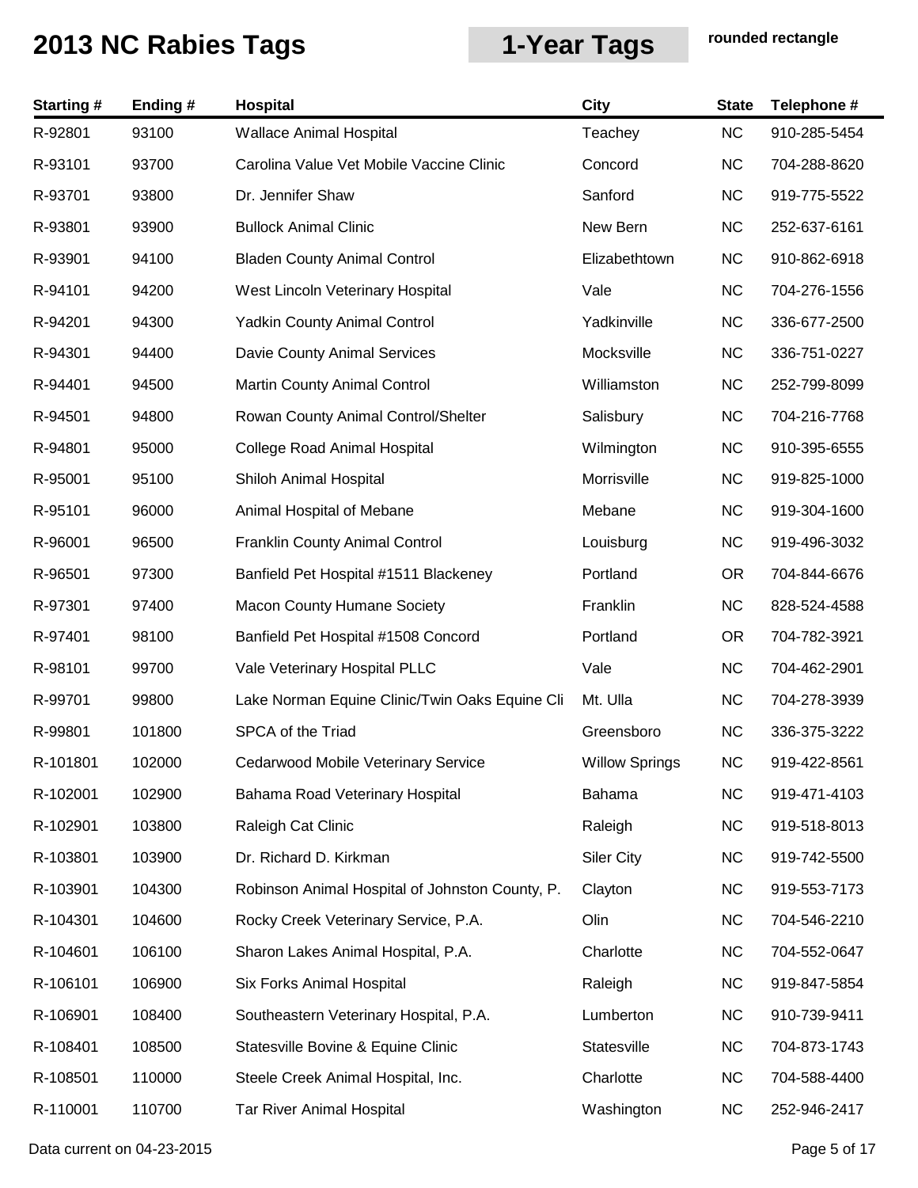# 2013 NC Rabies Tags

## 1-Year Tags

**rounded rectangle**

| Starting # | Ending # | Hospital | City | State | Telephone # |
|---|---|---|---|---|---|
| R-92801 | 93100 | Wallace Animal Hospital | Teachey | NC | 910-285-5454 |
| R-93101 | 93700 | Carolina Value Vet Mobile Vaccine Clinic | Concord | NC | 704-288-8620 |
| R-93701 | 93800 | Dr. Jennifer Shaw | Sanford | NC | 919-775-5522 |
| R-93801 | 93900 | Bullock Animal Clinic | New Bern | NC | 252-637-6161 |
| R-93901 | 94100 | Bladen County Animal Control | Elizabethtown | NC | 910-862-6918 |
| R-94101 | 94200 | West Lincoln Veterinary Hospital | Vale | NC | 704-276-1556 |
| R-94201 | 94300 | Yadkin County Animal Control | Yadkinville | NC | 336-677-2500 |
| R-94301 | 94400 | Davie County Animal Services | Mocksville | NC | 336-751-0227 |
| R-94401 | 94500 | Martin County Animal Control | Williamston | NC | 252-799-8099 |
| R-94501 | 94800 | Rowan County Animal Control/Shelter | Salisbury | NC | 704-216-7768 |
| R-94801 | 95000 | College Road Animal Hospital | Wilmington | NC | 910-395-6555 |
| R-95001 | 95100 | Shiloh Animal Hospital | Morrisville | NC | 919-825-1000 |
| R-95101 | 96000 | Animal Hospital of Mebane | Mebane | NC | 919-304-1600 |
| R-96001 | 96500 | Franklin County Animal Control | Louisburg | NC | 919-496-3032 |
| R-96501 | 97300 | Banfield Pet Hospital #1511 Blackeney | Portland | OR | 704-844-6676 |
| R-97301 | 97400 | Macon County Humane Society | Franklin | NC | 828-524-4588 |
| R-97401 | 98100 | Banfield Pet Hospital #1508 Concord | Portland | OR | 704-782-3921 |
| R-98101 | 99700 | Vale Veterinary Hospital PLLC | Vale | NC | 704-462-2901 |
| R-99701 | 99800 | Lake Norman Equine Clinic/Twin Oaks Equine Cli | Mt. Ulla | NC | 704-278-3939 |
| R-99801 | 101800 | SPCA of the Triad | Greensboro | NC | 336-375-3222 |
| R-101801 | 102000 | Cedarwood Mobile Veterinary Service | Willow Springs | NC | 919-422-8561 |
| R-102001 | 102900 | Bahama Road Veterinary Hospital | Bahama | NC | 919-471-4103 |
| R-102901 | 103800 | Raleigh Cat Clinic | Raleigh | NC | 919-518-8013 |
| R-103801 | 103900 | Dr. Richard D. Kirkman | Siler City | NC | 919-742-5500 |
| R-103901 | 104300 | Robinson Animal Hospital of Johnston County, P. | Clayton | NC | 919-553-7173 |
| R-104301 | 104600 | Rocky Creek Veterinary Service, P.A. | Olin | NC | 704-546-2210 |
| R-104601 | 106100 | Sharon Lakes Animal Hospital, P.A. | Charlotte | NC | 704-552-0647 |
| R-106101 | 106900 | Six Forks Animal Hospital | Raleigh | NC | 919-847-5854 |
| R-106901 | 108400 | Southeastern Veterinary Hospital, P.A. | Lumberton | NC | 910-739-9411 |
| R-108401 | 108500 | Statesville Bovine & Equine Clinic | Statesville | NC | 704-873-1743 |
| R-108501 | 110000 | Steele Creek Animal Hospital, Inc. | Charlotte | NC | 704-588-4400 |
| R-110001 | 110700 | Tar River Animal Hospital | Washington | NC | 252-946-2417 |

Data current on 04-23-2015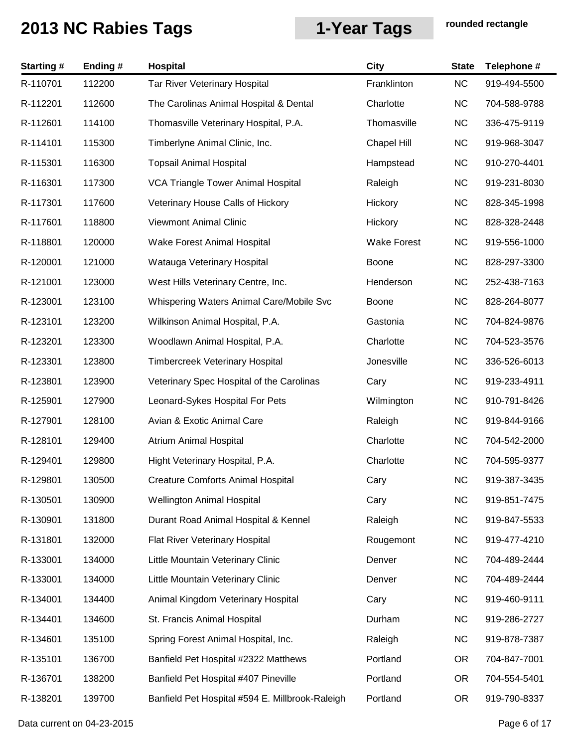# 2013 NC Rabies Tags

**1-Year Tags**

**rounded rectangle**

| Starting # | Ending # | Hospital | City | State | Telephone # |
|---|---|---|---|---|---|
| R-110701 | 112200 | Tar River Veterinary Hospital | Franklinton | NC | 919-494-5500 |
| R-112201 | 112600 | The Carolinas Animal Hospital & Dental | Charlotte | NC | 704-588-9788 |
| R-112601 | 114100 | Thomasville Veterinary Hospital, P.A. | Thomasville | NC | 336-475-9119 |
| R-114101 | 115300 | Timberlyne Animal Clinic, Inc. | Chapel Hill | NC | 919-968-3047 |
| R-115301 | 116300 | Topsail Animal Hospital | Hampstead | NC | 910-270-4401 |
| R-116301 | 117300 | VCA Triangle Tower Animal Hospital | Raleigh | NC | 919-231-8030 |
| R-117301 | 117600 | Veterinary House Calls of Hickory | Hickory | NC | 828-345-1998 |
| R-117601 | 118800 | Viewmont Animal Clinic | Hickory | NC | 828-328-2448 |
| R-118801 | 120000 | Wake Forest Animal Hospital | Wake Forest | NC | 919-556-1000 |
| R-120001 | 121000 | Watauga Veterinary Hospital | Boone | NC | 828-297-3300 |
| R-121001 | 123000 | West Hills Veterinary Centre, Inc. | Henderson | NC | 252-438-7163 |
| R-123001 | 123100 | Whispering Waters Animal Care/Mobile Svc | Boone | NC | 828-264-8077 |
| R-123101 | 123200 | Wilkinson Animal Hospital, P.A. | Gastonia | NC | 704-824-9876 |
| R-123201 | 123300 | Woodlawn Animal Hospital, P.A. | Charlotte | NC | 704-523-3576 |
| R-123301 | 123800 | Timbercreek Veterinary Hospital | Jonesville | NC | 336-526-6013 |
| R-123801 | 123900 | Veterinary Spec Hospital of the Carolinas | Cary | NC | 919-233-4911 |
| R-125901 | 127900 | Leonard-Sykes Hospital For Pets | Wilmington | NC | 910-791-8426 |
| R-127901 | 128100 | Avian & Exotic Animal Care | Raleigh | NC | 919-844-9166 |
| R-128101 | 129400 | Atrium Animal Hospital | Charlotte | NC | 704-542-2000 |
| R-129401 | 129800 | Hight Veterinary Hospital, P.A. | Charlotte | NC | 704-595-9377 |
| R-129801 | 130500 | Creature Comforts Animal Hospital | Cary | NC | 919-387-3435 |
| R-130501 | 130900 | Wellington Animal Hospital | Cary | NC | 919-851-7475 |
| R-130901 | 131800 | Durant Road Animal Hospital & Kennel | Raleigh | NC | 919-847-5533 |
| R-131801 | 132000 | Flat River Veterinary Hospital | Rougemont | NC | 919-477-4210 |
| R-133001 | 134000 | Little Mountain Veterinary Clinic | Denver | NC | 704-489-2444 |
| R-133001 | 134000 | Little Mountain Veterinary Clinic | Denver | NC | 704-489-2444 |
| R-134001 | 134400 | Animal Kingdom Veterinary Hospital | Cary | NC | 919-460-9111 |
| R-134401 | 134600 | St. Francis Animal Hospital | Durham | NC | 919-286-2727 |
| R-134601 | 135100 | Spring Forest Animal Hospital, Inc. | Raleigh | NC | 919-878-7387 |
| R-135101 | 136700 | Banfield Pet Hospital #2322 Matthews | Portland | OR | 704-847-7001 |
| R-136701 | 138200 | Banfield Pet Hospital #407 Pineville | Portland | OR | 704-554-5401 |
| R-138201 | 139700 | Banfield Pet Hospital #594 E. Millbrook-Raleigh | Portland | OR | 919-790-8337 |

Data current on 04-23-2015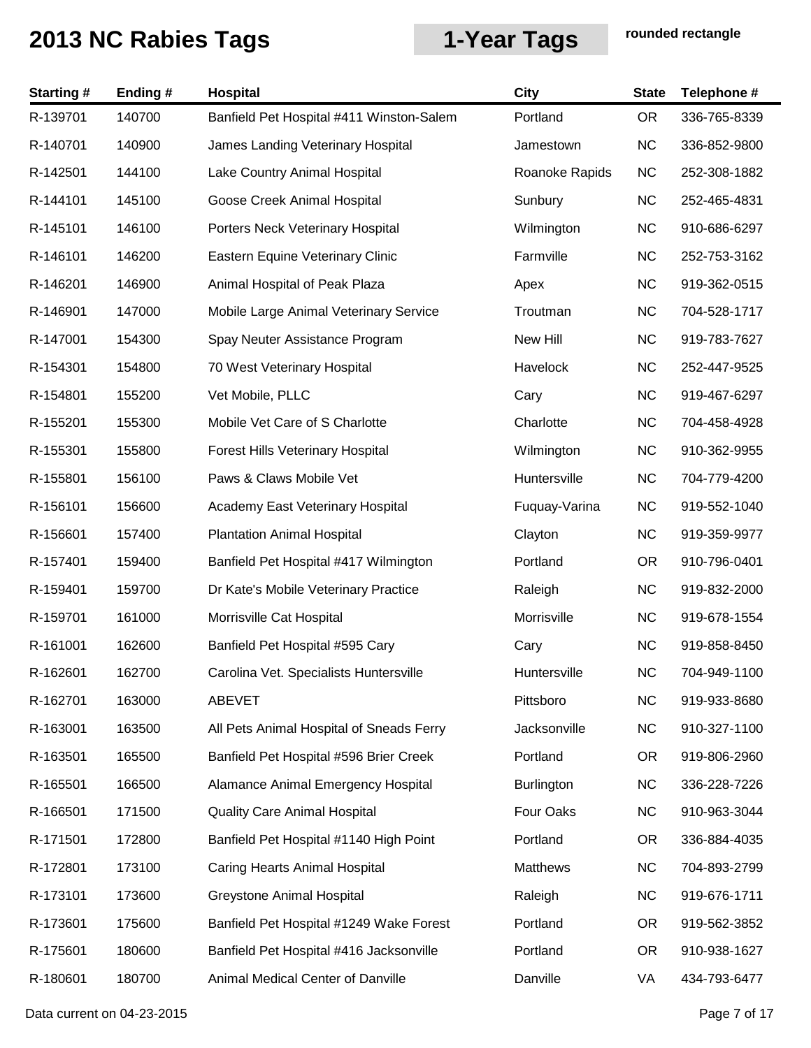# 2013 NC Rabies Tags

## 1-Year Tags

rounded rectangle

| Starting # | Ending # | Hospital | City | State | Telephone # |
|---|---|---|---|---|---|
| R-139701 | 140700 | Banfield Pet Hospital #411 Winston-Salem | Portland | OR | 336-765-8339 |
| R-140701 | 140900 | James Landing Veterinary Hospital | Jamestown | NC | 336-852-9800 |
| R-142501 | 144100 | Lake Country Animal Hospital | Roanoke Rapids | NC | 252-308-1882 |
| R-144101 | 145100 | Goose Creek Animal Hospital | Sunbury | NC | 252-465-4831 |
| R-145101 | 146100 | Porters Neck Veterinary Hospital | Wilmington | NC | 910-686-6297 |
| R-146101 | 146200 | Eastern Equine Veterinary Clinic | Farmville | NC | 252-753-3162 |
| R-146201 | 146900 | Animal Hospital of Peak Plaza | Apex | NC | 919-362-0515 |
| R-146901 | 147000 | Mobile Large Animal Veterinary Service | Troutman | NC | 704-528-1717 |
| R-147001 | 154300 | Spay Neuter Assistance Program | New Hill | NC | 919-783-7627 |
| R-154301 | 154800 | 70 West Veterinary Hospital | Havelock | NC | 252-447-9525 |
| R-154801 | 155200 | Vet Mobile, PLLC | Cary | NC | 919-467-6297 |
| R-155201 | 155300 | Mobile Vet Care of S Charlotte | Charlotte | NC | 704-458-4928 |
| R-155301 | 155800 | Forest Hills Veterinary Hospital | Wilmington | NC | 910-362-9955 |
| R-155801 | 156100 | Paws & Claws Mobile Vet | Huntersville | NC | 704-779-4200 |
| R-156101 | 156600 | Academy East Veterinary Hospital | Fuquay-Varina | NC | 919-552-1040 |
| R-156601 | 157400 | Plantation Animal Hospital | Clayton | NC | 919-359-9977 |
| R-157401 | 159400 | Banfield Pet Hospital #417 Wilmington | Portland | OR | 910-796-0401 |
| R-159401 | 159700 | Dr Kate's Mobile Veterinary Practice | Raleigh | NC | 919-832-2000 |
| R-159701 | 161000 | Morrisville Cat Hospital | Morrisville | NC | 919-678-1554 |
| R-161001 | 162600 | Banfield Pet Hospital #595 Cary | Cary | NC | 919-858-8450 |
| R-162601 | 162700 | Carolina Vet. Specialists Huntersville | Huntersville | NC | 704-949-1100 |
| R-162701 | 163000 | ABEVET | Pittsboro | NC | 919-933-8680 |
| R-163001 | 163500 | All Pets Animal Hospital of Sneads Ferry | Jacksonville | NC | 910-327-1100 |
| R-163501 | 165500 | Banfield Pet Hospital #596 Brier Creek | Portland | OR | 919-806-2960 |
| R-165501 | 166500 | Alamance Animal Emergency Hospital | Burlington | NC | 336-228-7226 |
| R-166501 | 171500 | Quality Care Animal Hospital | Four Oaks | NC | 910-963-3044 |
| R-171501 | 172800 | Banfield Pet Hospital #1140 High Point | Portland | OR | 336-884-4035 |
| R-172801 | 173100 | Caring Hearts Animal Hospital | Matthews | NC | 704-893-2799 |
| R-173101 | 173600 | Greystone Animal Hospital | Raleigh | NC | 919-676-1711 |
| R-173601 | 175600 | Banfield Pet Hospital #1249 Wake Forest | Portland | OR | 919-562-3852 |
| R-175601 | 180600 | Banfield Pet Hospital #416 Jacksonville | Portland | OR | 910-938-1627 |
| R-180601 | 180700 | Animal Medical Center of Danville | Danville | VA | 434-793-6477 |

Data current on 04-23-2015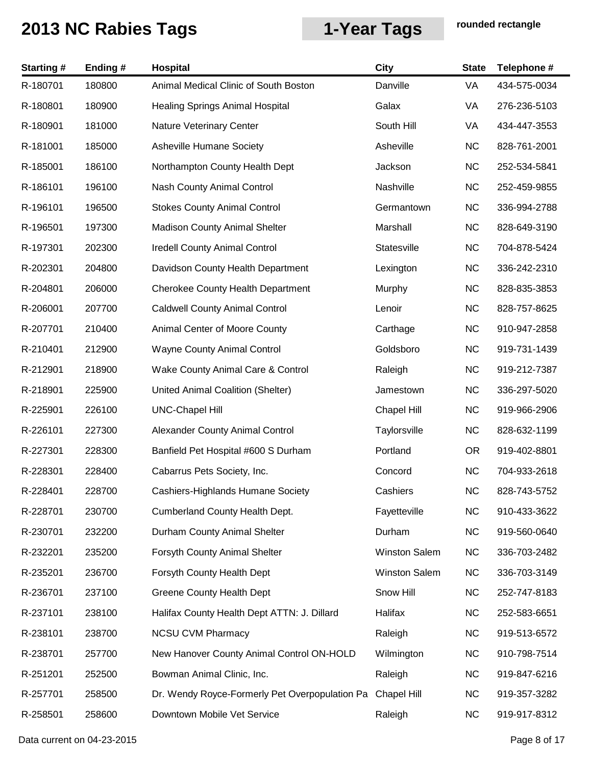# 2013 NC Rabies Tags

## 1-Year Tags

**rounded rectangle**

| Starting # | Ending # | Hospital | City | State | Telephone # |
|---|---|---|---|---|---|
| R-180701 | 180800 | Animal Medical Clinic of South Boston | Danville | VA | 434-575-0034 |
| R-180801 | 180900 | Healing Springs Animal Hospital | Galax | VA | 276-236-5103 |
| R-180901 | 181000 | Nature Veterinary Center | South Hill | VA | 434-447-3553 |
| R-181001 | 185000 | Asheville Humane Society | Asheville | NC | 828-761-2001 |
| R-185001 | 186100 | Northampton County Health Dept | Jackson | NC | 252-534-5841 |
| R-186101 | 196100 | Nash County Animal Control | Nashville | NC | 252-459-9855 |
| R-196101 | 196500 | Stokes County Animal Control | Germantown | NC | 336-994-2788 |
| R-196501 | 197300 | Madison County Animal Shelter | Marshall | NC | 828-649-3190 |
| R-197301 | 202300 | Iredell County Animal Control | Statesville | NC | 704-878-5424 |
| R-202301 | 204800 | Davidson County Health Department | Lexington | NC | 336-242-2310 |
| R-204801 | 206000 | Cherokee County Health Department | Murphy | NC | 828-835-3853 |
| R-206001 | 207700 | Caldwell County Animal Control | Lenoir | NC | 828-757-8625 |
| R-207701 | 210400 | Animal Center of Moore County | Carthage | NC | 910-947-2858 |
| R-210401 | 212900 | Wayne County Animal Control | Goldsboro | NC | 919-731-1439 |
| R-212901 | 218900 | Wake County Animal Care & Control | Raleigh | NC | 919-212-7387 |
| R-218901 | 225900 | United Animal Coalition (Shelter) | Jamestown | NC | 336-297-5020 |
| R-225901 | 226100 | UNC-Chapel Hill | Chapel Hill | NC | 919-966-2906 |
| R-226101 | 227300 | Alexander County Animal Control | Taylorsville | NC | 828-632-1199 |
| R-227301 | 228300 | Banfield Pet Hospital #600 S Durham | Portland | OR | 919-402-8801 |
| R-228301 | 228400 | Cabarrus Pets Society, Inc. | Concord | NC | 704-933-2618 |
| R-228401 | 228700 | Cashiers-Highlands Humane Society | Cashiers | NC | 828-743-5752 |
| R-228701 | 230700 | Cumberland County Health Dept. | Fayetteville | NC | 910-433-3622 |
| R-230701 | 232200 | Durham County Animal Shelter | Durham | NC | 919-560-0640 |
| R-232201 | 235200 | Forsyth County Animal Shelter | Winston Salem | NC | 336-703-2482 |
| R-235201 | 236700 | Forsyth County Health Dept | Winston Salem | NC | 336-703-3149 |
| R-236701 | 237100 | Greene County Health Dept | Snow Hill | NC | 252-747-8183 |
| R-237101 | 238100 | Halifax County Health Dept ATTN: J. Dillard | Halifax | NC | 252-583-6651 |
| R-238101 | 238700 | NCSU CVM Pharmacy | Raleigh | NC | 919-513-6572 |
| R-238701 | 257700 | New Hanover County Animal Control ON-HOLD | Wilmington | NC | 910-798-7514 |
| R-251201 | 252500 | Bowman Animal Clinic, Inc. | Raleigh | NC | 919-847-6216 |
| R-257701 | 258500 | Dr. Wendy Royce-Formerly Pet Overpopulation Pa | Chapel Hill | NC | 919-357-3282 |
| R-258501 | 258600 | Downtown Mobile Vet Service | Raleigh | NC | 919-917-8312 |

Data current on 04-23-2015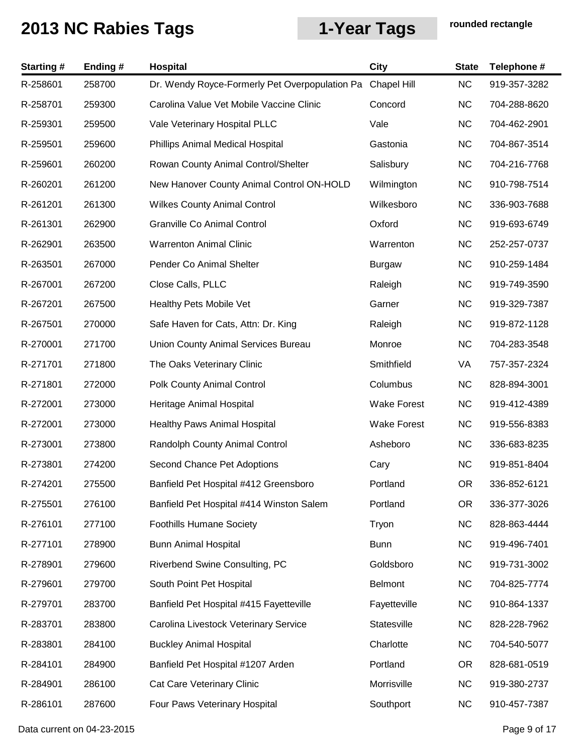# 2013 NC Rabies Tags

**1-Year Tags** **rounded rectangle**

| Starting # | Ending # | Hospital | City | State | Telephone # |
|---|---|---|---|---|---|
| R-258601 | 258700 | Dr. Wendy Royce-Formerly Pet Overpopulation Pa | Chapel Hill | NC | 919-357-3282 |
| R-258701 | 259300 | Carolina Value Vet Mobile Vaccine Clinic | Concord | NC | 704-288-8620 |
| R-259301 | 259500 | Vale Veterinary Hospital PLLC | Vale | NC | 704-462-2901 |
| R-259501 | 259600 | Phillips Animal Medical Hospital | Gastonia | NC | 704-867-3514 |
| R-259601 | 260200 | Rowan County Animal Control/Shelter | Salisbury | NC | 704-216-7768 |
| R-260201 | 261200 | New Hanover County Animal Control ON-HOLD | Wilmington | NC | 910-798-7514 |
| R-261201 | 261300 | Wilkes County Animal Control | Wilkesboro | NC | 336-903-7688 |
| R-261301 | 262900 | Granville Co Animal Control | Oxford | NC | 919-693-6749 |
| R-262901 | 263500 | Warrenton Animal Clinic | Warrenton | NC | 252-257-0737 |
| R-263501 | 267000 | Pender Co Animal Shelter | Burgaw | NC | 910-259-1484 |
| R-267001 | 267200 | Close Calls, PLLC | Raleigh | NC | 919-749-3590 |
| R-267201 | 267500 | Healthy Pets Mobile Vet | Garner | NC | 919-329-7387 |
| R-267501 | 270000 | Safe Haven for Cats, Attn: Dr. King | Raleigh | NC | 919-872-1128 |
| R-270001 | 271700 | Union County Animal Services Bureau | Monroe | NC | 704-283-3548 |
| R-271701 | 271800 | The Oaks Veterinary Clinic | Smithfield | VA | 757-357-2324 |
| R-271801 | 272000 | Polk County Animal Control | Columbus | NC | 828-894-3001 |
| R-272001 | 273000 | Heritage Animal Hospital | Wake Forest | NC | 919-412-4389 |
| R-272001 | 273000 | Healthy Paws Animal Hospital | Wake Forest | NC | 919-556-8383 |
| R-273001 | 273800 | Randolph County Animal Control | Asheboro | NC | 336-683-8235 |
| R-273801 | 274200 | Second Chance Pet Adoptions | Cary | NC | 919-851-8404 |
| R-274201 | 275500 | Banfield Pet Hospital #412 Greensboro | Portland | OR | 336-852-6121 |
| R-275501 | 276100 | Banfield Pet Hospital #414 Winston Salem | Portland | OR | 336-377-3026 |
| R-276101 | 277100 | Foothills Humane Society | Tryon | NC | 828-863-4444 |
| R-277101 | 278900 | Bunn Animal Hospital | Bunn | NC | 919-496-7401 |
| R-278901 | 279600 | Riverbend Swine Consulting, PC | Goldsboro | NC | 919-731-3002 |
| R-279601 | 279700 | South Point Pet Hospital | Belmont | NC | 704-825-7774 |
| R-279701 | 283700 | Banfield Pet Hospital #415 Fayetteville | Fayetteville | NC | 910-864-1337 |
| R-283701 | 283800 | Carolina Livestock Veterinary Service | Statesville | NC | 828-228-7962 |
| R-283801 | 284100 | Buckley Animal Hospital | Charlotte | NC | 704-540-5077 |
| R-284101 | 284900 | Banfield Pet Hospital #1207 Arden | Portland | OR | 828-681-0519 |
| R-284901 | 286100 | Cat Care Veterinary Clinic | Morrisville | NC | 919-380-2737 |
| R-286101 | 287600 | Four Paws Veterinary Hospital | Southport | NC | 910-457-7387 |

Data current on 04-23-2015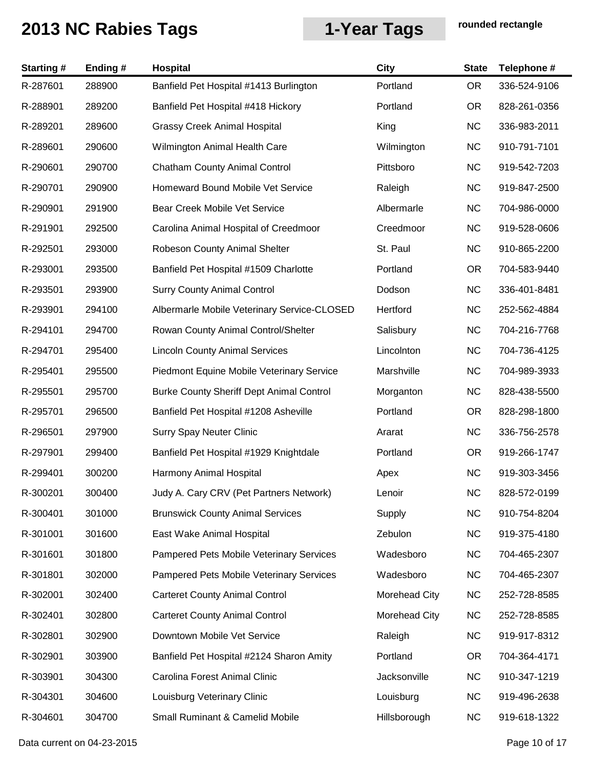# 2013 NC Rabies Tags

**1-Year Tags**

**rounded rectangle**

| Starting # | Ending # | Hospital | City | State | Telephone # |
|---|---|---|---|---|---|
| R-287601 | 288900 | Banfield Pet Hospital #1413 Burlington | Portland | OR | 336-524-9106 |
| R-288901 | 289200 | Banfield Pet Hospital #418 Hickory | Portland | OR | 828-261-0356 |
| R-289201 | 289600 | Grassy Creek Animal Hospital | King | NC | 336-983-2011 |
| R-289601 | 290600 | Wilmington Animal Health Care | Wilmington | NC | 910-791-7101 |
| R-290601 | 290700 | Chatham County Animal Control | Pittsboro | NC | 919-542-7203 |
| R-290701 | 290900 | Homeward Bound Mobile Vet Service | Raleigh | NC | 919-847-2500 |
| R-290901 | 291900 | Bear Creek Mobile Vet Service | Albermarle | NC | 704-986-0000 |
| R-291901 | 292500 | Carolina Animal Hospital of Creedmoor | Creedmoor | NC | 919-528-0606 |
| R-292501 | 293000 | Robeson County Animal Shelter | St. Paul | NC | 910-865-2200 |
| R-293001 | 293500 | Banfield Pet Hospital #1509 Charlotte | Portland | OR | 704-583-9440 |
| R-293501 | 293900 | Surry County Animal Control | Dodson | NC | 336-401-8481 |
| R-293901 | 294100 | Albermarle Mobile Veterinary Service-CLOSED | Hertford | NC | 252-562-4884 |
| R-294101 | 294700 | Rowan County Animal Control/Shelter | Salisbury | NC | 704-216-7768 |
| R-294701 | 295400 | Lincoln County Animal Services | Lincolnton | NC | 704-736-4125 |
| R-295401 | 295500 | Piedmont Equine Mobile Veterinary Service | Marshville | NC | 704-989-3933 |
| R-295501 | 295700 | Burke County Sheriff Dept Animal Control | Morganton | NC | 828-438-5500 |
| R-295701 | 296500 | Banfield Pet Hospital #1208 Asheville | Portland | OR | 828-298-1800 |
| R-296501 | 297900 | Surry Spay Neuter Clinic | Ararat | NC | 336-756-2578 |
| R-297901 | 299400 | Banfield Pet Hospital #1929 Knightdale | Portland | OR | 919-266-1747 |
| R-299401 | 300200 | Harmony Animal Hospital | Apex | NC | 919-303-3456 |
| R-300201 | 300400 | Judy A. Cary CRV (Pet Partners Network) | Lenoir | NC | 828-572-0199 |
| R-300401 | 301000 | Brunswick County Animal Services | Supply | NC | 910-754-8204 |
| R-301001 | 301600 | East Wake Animal Hospital | Zebulon | NC | 919-375-4180 |
| R-301601 | 301800 | Pampered Pets Mobile Veterinary Services | Wadesboro | NC | 704-465-2307 |
| R-301801 | 302000 | Pampered Pets Mobile Veterinary Services | Wadesboro | NC | 704-465-2307 |
| R-302001 | 302400 | Carteret County Animal Control | Morehead City | NC | 252-728-8585 |
| R-302401 | 302800 | Carteret County Animal Control | Morehead City | NC | 252-728-8585 |
| R-302801 | 302900 | Downtown Mobile Vet Service | Raleigh | NC | 919-917-8312 |
| R-302901 | 303900 | Banfield Pet Hospital #2124 Sharon Amity | Portland | OR | 704-364-4171 |
| R-303901 | 304300 | Carolina Forest Animal Clinic | Jacksonville | NC | 910-347-1219 |
| R-304301 | 304600 | Louisburg Veterinary Clinic | Louisburg | NC | 919-496-2638 |
| R-304601 | 304700 | Small Ruminant & Camelid Mobile | Hillsborough | NC | 919-618-1322 |

Data current on 04-23-2015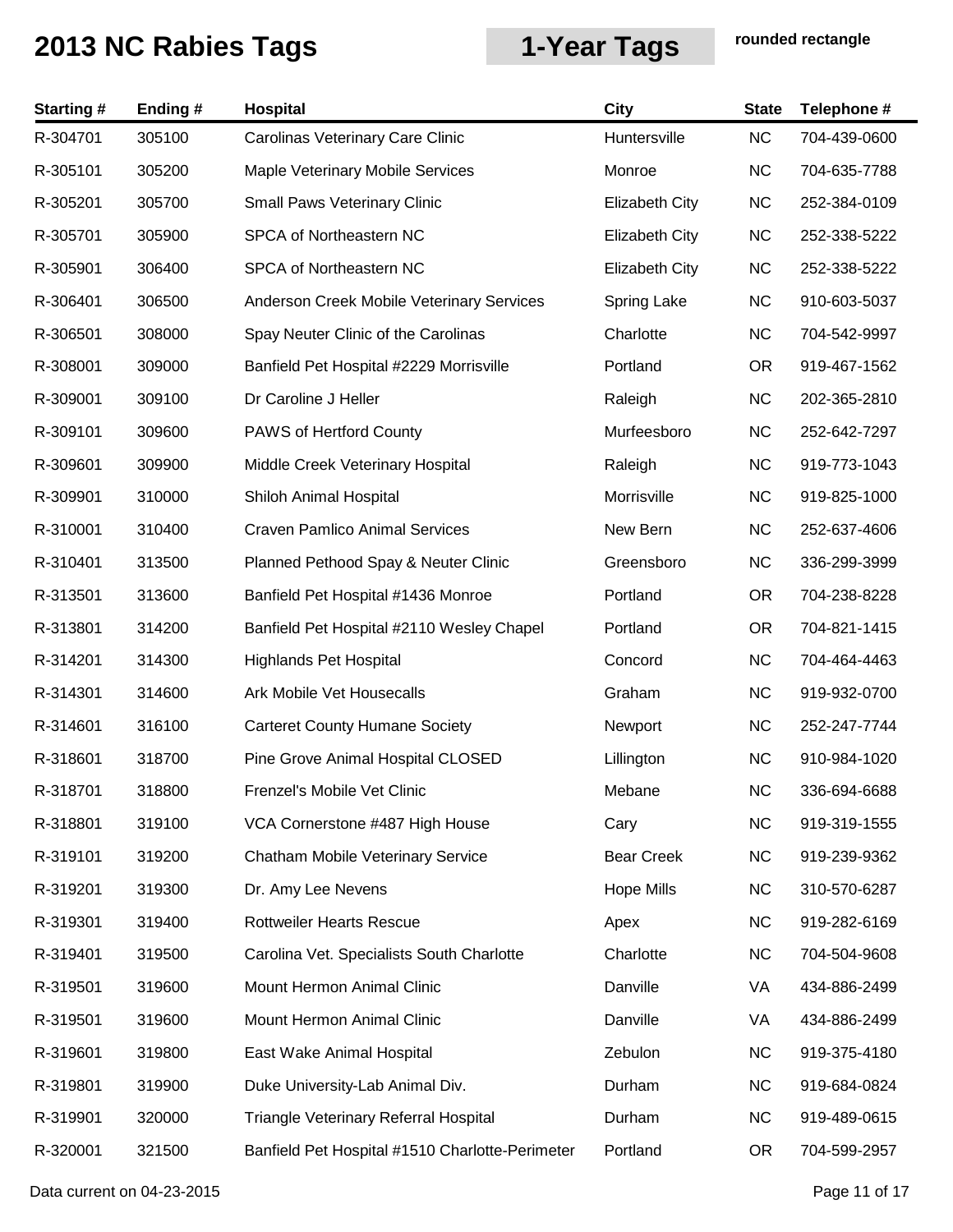# 2013 NC Rabies Tags

## 1-Year Tags

rounded rectangle

| Starting # | Ending # | Hospital | City | State | Telephone # |
|---|---|---|---|---|---|
| R-304701 | 305100 | Carolinas Veterinary Care Clinic | Huntersville | NC | 704-439-0600 |
| R-305101 | 305200 | Maple Veterinary Mobile Services | Monroe | NC | 704-635-7788 |
| R-305201 | 305700 | Small Paws Veterinary Clinic | Elizabeth City | NC | 252-384-0109 |
| R-305701 | 305900 | SPCA of Northeastern NC | Elizabeth City | NC | 252-338-5222 |
| R-305901 | 306400 | SPCA of Northeastern NC | Elizabeth City | NC | 252-338-5222 |
| R-306401 | 306500 | Anderson Creek Mobile Veterinary Services | Spring Lake | NC | 910-603-5037 |
| R-306501 | 308000 | Spay Neuter Clinic of the Carolinas | Charlotte | NC | 704-542-9997 |
| R-308001 | 309000 | Banfield Pet Hospital #2229 Morrisville | Portland | OR | 919-467-1562 |
| R-309001 | 309100 | Dr Caroline J Heller | Raleigh | NC | 202-365-2810 |
| R-309101 | 309600 | PAWS of Hertford County | Murfeesboro | NC | 252-642-7297 |
| R-309601 | 309900 | Middle Creek Veterinary Hospital | Raleigh | NC | 919-773-1043 |
| R-309901 | 310000 | Shiloh Animal Hospital | Morrisville | NC | 919-825-1000 |
| R-310001 | 310400 | Craven Pamlico Animal Services | New Bern | NC | 252-637-4606 |
| R-310401 | 313500 | Planned Pethood Spay & Neuter Clinic | Greensboro | NC | 336-299-3999 |
| R-313501 | 313600 | Banfield Pet Hospital #1436 Monroe | Portland | OR | 704-238-8228 |
| R-313801 | 314200 | Banfield Pet Hospital #2110 Wesley Chapel | Portland | OR | 704-821-1415 |
| R-314201 | 314300 | Highlands Pet Hospital | Concord | NC | 704-464-4463 |
| R-314301 | 314600 | Ark Mobile Vet Housecalls | Graham | NC | 919-932-0700 |
| R-314601 | 316100 | Carteret County Humane Society | Newport | NC | 252-247-7744 |
| R-318601 | 318700 | Pine Grove Animal Hospital CLOSED | Lillington | NC | 910-984-1020 |
| R-318701 | 318800 | Frenzel's Mobile Vet Clinic | Mebane | NC | 336-694-6688 |
| R-318801 | 319100 | VCA Cornerstone #487 High House | Cary | NC | 919-319-1555 |
| R-319101 | 319200 | Chatham Mobile Veterinary Service | Bear Creek | NC | 919-239-9362 |
| R-319201 | 319300 | Dr. Amy Lee Nevens | Hope Mills | NC | 310-570-6287 |
| R-319301 | 319400 | Rottweiler Hearts Rescue | Apex | NC | 919-282-6169 |
| R-319401 | 319500 | Carolina Vet. Specialists South Charlotte | Charlotte | NC | 704-504-9608 |
| R-319501 | 319600 | Mount Hermon Animal Clinic | Danville | VA | 434-886-2499 |
| R-319501 | 319600 | Mount Hermon Animal Clinic | Danville | VA | 434-886-2499 |
| R-319601 | 319800 | East Wake Animal Hospital | Zebulon | NC | 919-375-4180 |
| R-319801 | 319900 | Duke University-Lab Animal Div. | Durham | NC | 919-684-0824 |
| R-319901 | 320000 | Triangle Veterinary Referral Hospital | Durham | NC | 919-489-0615 |
| R-320001 | 321500 | Banfield Pet Hospital #1510 Charlotte-Perimeter | Portland | OR | 704-599-2957 |

Data current on 04-23-2015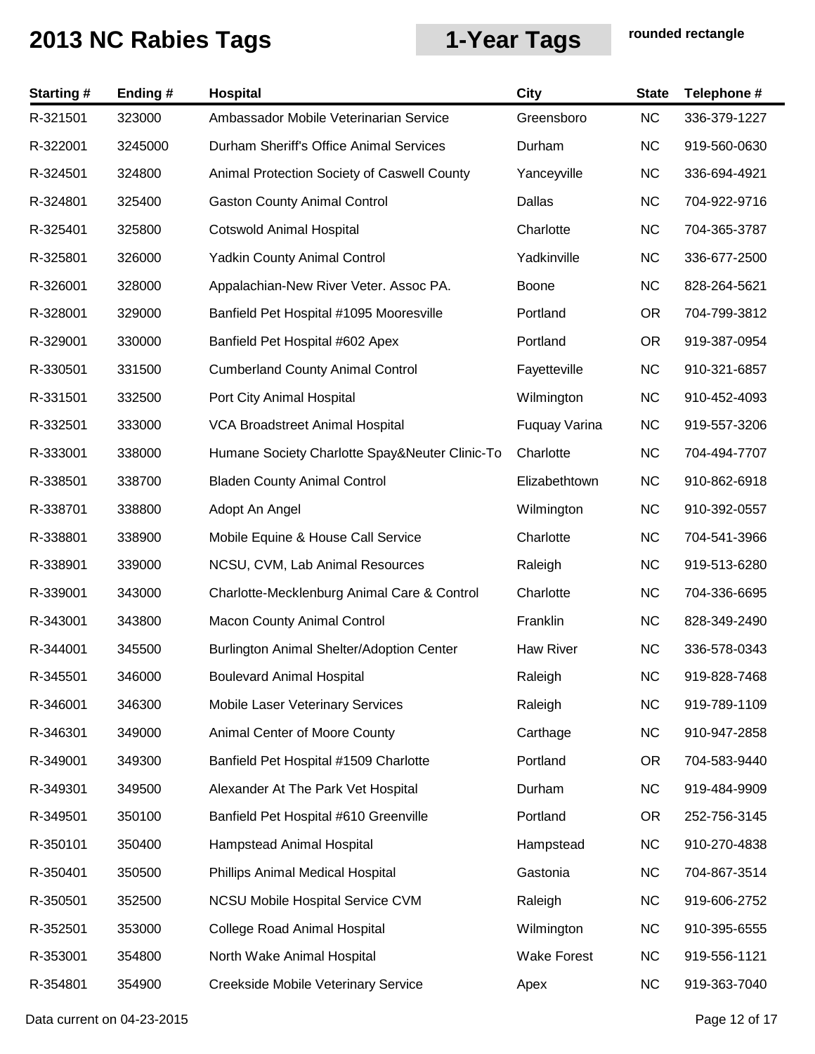# 2013 NC Rabies Tags

## 1-Year Tags

**rounded rectangle**

| Starting # | Ending # | Hospital | City | State | Telephone # |
|---|---|---|---|---|---|
| R-321501 | 323000 | Ambassador Mobile Veterinarian Service | Greensboro | NC | 336-379-1227 |
| R-322001 | 3245000 | Durham Sheriff's Office Animal Services | Durham | NC | 919-560-0630 |
| R-324501 | 324800 | Animal Protection Society of Caswell County | Yanceyville | NC | 336-694-4921 |
| R-324801 | 325400 | Gaston County Animal Control | Dallas | NC | 704-922-9716 |
| R-325401 | 325800 | Cotswold Animal Hospital | Charlotte | NC | 704-365-3787 |
| R-325801 | 326000 | Yadkin County Animal Control | Yadkinville | NC | 336-677-2500 |
| R-326001 | 328000 | Appalachian-New River Veter. Assoc PA. | Boone | NC | 828-264-5621 |
| R-328001 | 329000 | Banfield Pet Hospital #1095 Mooresville | Portland | OR | 704-799-3812 |
| R-329001 | 330000 | Banfield Pet Hospital #602 Apex | Portland | OR | 919-387-0954 |
| R-330501 | 331500 | Cumberland County Animal Control | Fayetteville | NC | 910-321-6857 |
| R-331501 | 332500 | Port City Animal Hospital | Wilmington | NC | 910-452-4093 |
| R-332501 | 333000 | VCA Broadstreet Animal Hospital | Fuquay Varina | NC | 919-557-3206 |
| R-333001 | 338000 | Humane Society Charlotte Spay&Neuter Clinic-To | Charlotte | NC | 704-494-7707 |
| R-338501 | 338700 | Bladen County Animal Control | Elizabethtown | NC | 910-862-6918 |
| R-338701 | 338800 | Adopt An Angel | Wilmington | NC | 910-392-0557 |
| R-338801 | 338900 | Mobile Equine & House Call Service | Charlotte | NC | 704-541-3966 |
| R-338901 | 339000 | NCSU, CVM, Lab Animal Resources | Raleigh | NC | 919-513-6280 |
| R-339001 | 343000 | Charlotte-Mecklenburg Animal Care & Control | Charlotte | NC | 704-336-6695 |
| R-343001 | 343800 | Macon County Animal Control | Franklin | NC | 828-349-2490 |
| R-344001 | 345500 | Burlington Animal Shelter/Adoption Center | Haw River | NC | 336-578-0343 |
| R-345501 | 346000 | Boulevard Animal Hospital | Raleigh | NC | 919-828-7468 |
| R-346001 | 346300 | Mobile Laser Veterinary Services | Raleigh | NC | 919-789-1109 |
| R-346301 | 349000 | Animal Center of Moore County | Carthage | NC | 910-947-2858 |
| R-349001 | 349300 | Banfield Pet Hospital #1509 Charlotte | Portland | OR | 704-583-9440 |
| R-349301 | 349500 | Alexander At The Park Vet Hospital | Durham | NC | 919-484-9909 |
| R-349501 | 350100 | Banfield Pet Hospital #610 Greenville | Portland | OR | 252-756-3145 |
| R-350101 | 350400 | Hampstead Animal Hospital | Hampstead | NC | 910-270-4838 |
| R-350401 | 350500 | Phillips Animal Medical Hospital | Gastonia | NC | 704-867-3514 |
| R-350501 | 352500 | NCSU Mobile Hospital Service CVM | Raleigh | NC | 919-606-2752 |
| R-352501 | 353000 | College Road Animal Hospital | Wilmington | NC | 910-395-6555 |
| R-353001 | 354800 | North Wake Animal Hospital | Wake Forest | NC | 919-556-1121 |
| R-354801 | 354900 | Creekside Mobile Veterinary Service | Apex | NC | 919-363-7040 |

Data current on 04-23-2015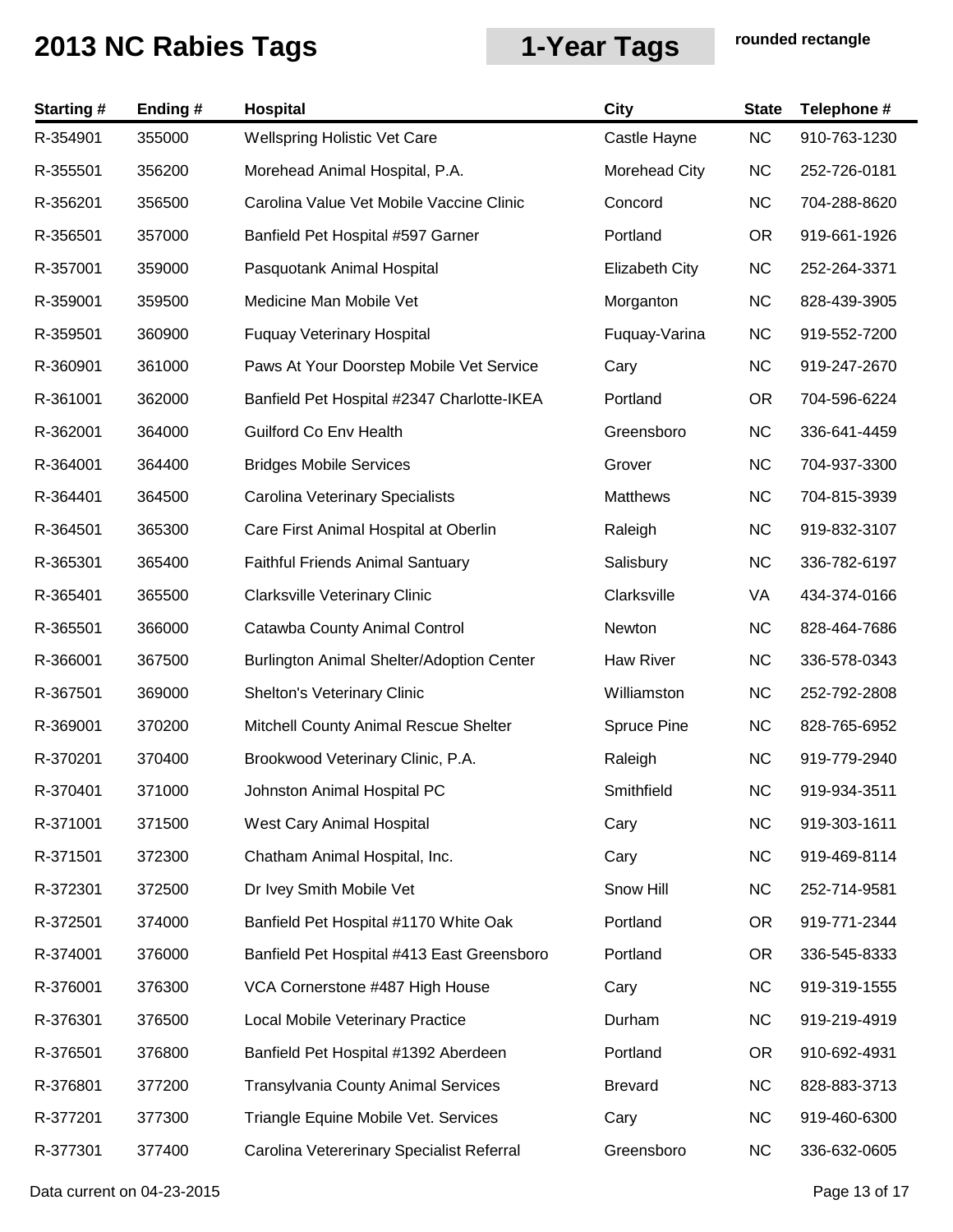# 2013 NC Rabies Tags

## 1-Year Tags

rounded rectangle

| Starting # | Ending # | Hospital | City | State | Telephone # |
|---|---|---|---|---|---|
| R-354901 | 355000 | Wellspring Holistic Vet Care | Castle Hayne | NC | 910-763-1230 |
| R-355501 | 356200 | Morehead Animal Hospital, P.A. | Morehead City | NC | 252-726-0181 |
| R-356201 | 356500 | Carolina Value Vet Mobile Vaccine Clinic | Concord | NC | 704-288-8620 |
| R-356501 | 357000 | Banfield Pet Hospital #597 Garner | Portland | OR | 919-661-1926 |
| R-357001 | 359000 | Pasquotank Animal Hospital | Elizabeth City | NC | 252-264-3371 |
| R-359001 | 359500 | Medicine Man Mobile Vet | Morganton | NC | 828-439-3905 |
| R-359501 | 360900 | Fuquay Veterinary Hospital | Fuquay-Varina | NC | 919-552-7200 |
| R-360901 | 361000 | Paws At Your Doorstep Mobile Vet Service | Cary | NC | 919-247-2670 |
| R-361001 | 362000 | Banfield Pet Hospital #2347 Charlotte-IKEA | Portland | OR | 704-596-6224 |
| R-362001 | 364000 | Guilford Co Env Health | Greensboro | NC | 336-641-4459 |
| R-364001 | 364400 | Bridges Mobile Services | Grover | NC | 704-937-3300 |
| R-364401 | 364500 | Carolina Veterinary Specialists | Matthews | NC | 704-815-3939 |
| R-364501 | 365300 | Care First Animal Hospital at Oberlin | Raleigh | NC | 919-832-3107 |
| R-365301 | 365400 | Faithful Friends Animal Santuary | Salisbury | NC | 336-782-6197 |
| R-365401 | 365500 | Clarksville Veterinary Clinic | Clarksville | VA | 434-374-0166 |
| R-365501 | 366000 | Catawba County Animal Control | Newton | NC | 828-464-7686 |
| R-366001 | 367500 | Burlington Animal Shelter/Adoption Center | Haw River | NC | 336-578-0343 |
| R-367501 | 369000 | Shelton's Veterinary Clinic | Williamston | NC | 252-792-2808 |
| R-369001 | 370200 | Mitchell County Animal Rescue Shelter | Spruce Pine | NC | 828-765-6952 |
| R-370201 | 370400 | Brookwood Veterinary Clinic, P.A. | Raleigh | NC | 919-779-2940 |
| R-370401 | 371000 | Johnston Animal Hospital PC | Smithfield | NC | 919-934-3511 |
| R-371001 | 371500 | West Cary Animal Hospital | Cary | NC | 919-303-1611 |
| R-371501 | 372300 | Chatham Animal Hospital, Inc. | Cary | NC | 919-469-8114 |
| R-372301 | 372500 | Dr Ivey Smith Mobile Vet | Snow Hill | NC | 252-714-9581 |
| R-372501 | 374000 | Banfield Pet Hospital #1170 White Oak | Portland | OR | 919-771-2344 |
| R-374001 | 376000 | Banfield Pet Hospital #413 East Greensboro | Portland | OR | 336-545-8333 |
| R-376001 | 376300 | VCA Cornerstone #487 High House | Cary | NC | 919-319-1555 |
| R-376301 | 376500 | Local Mobile Veterinary Practice | Durham | NC | 919-219-4919 |
| R-376501 | 376800 | Banfield Pet Hospital #1392 Aberdeen | Portland | OR | 910-692-4931 |
| R-376801 | 377200 | Transylvania County Animal Services | Brevard | NC | 828-883-3713 |
| R-377201 | 377300 | Triangle Equine Mobile Vet. Services | Cary | NC | 919-460-6300 |
| R-377301 | 377400 | Carolina Vetererinary Specialist Referral | Greensboro | NC | 336-632-0605 |

Data current on 04-23-2015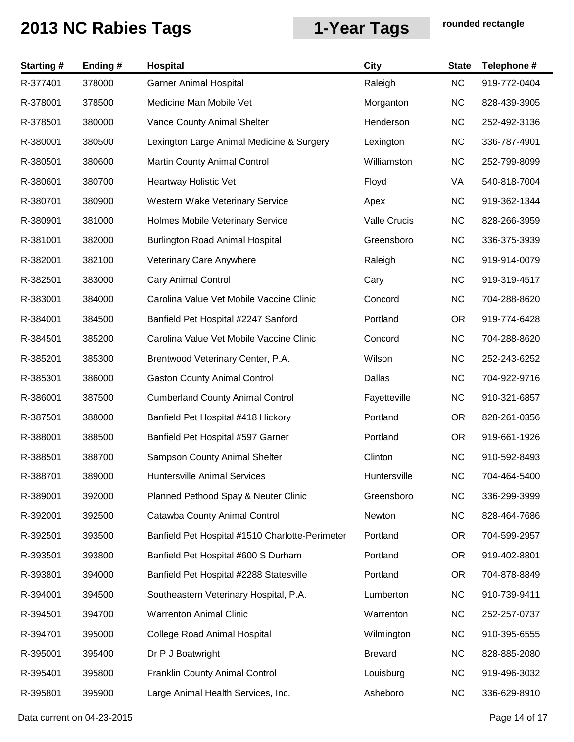# 2013 NC Rabies Tags

## 1-Year Tags

rounded rectangle

| Starting # | Ending # | Hospital | City | State | Telephone # |
|---|---|---|---|---|---|
| R-377401 | 378000 | Garner Animal Hospital | Raleigh | NC | 919-772-0404 |
| R-378001 | 378500 | Medicine Man Mobile Vet | Morganton | NC | 828-439-3905 |
| R-378501 | 380000 | Vance County Animal Shelter | Henderson | NC | 252-492-3136 |
| R-380001 | 380500 | Lexington Large Animal Medicine & Surgery | Lexington | NC | 336-787-4901 |
| R-380501 | 380600 | Martin County Animal Control | Williamston | NC | 252-799-8099 |
| R-380601 | 380700 | Heartway Holistic Vet | Floyd | VA | 540-818-7004 |
| R-380701 | 380900 | Western Wake Veterinary Service | Apex | NC | 919-362-1344 |
| R-380901 | 381000 | Holmes Mobile Veterinary Service | Valle Crucis | NC | 828-266-3959 |
| R-381001 | 382000 | Burlington Road Animal Hospital | Greensboro | NC | 336-375-3939 |
| R-382001 | 382100 | Veterinary Care Anywhere | Raleigh | NC | 919-914-0079 |
| R-382501 | 383000 | Cary Animal Control | Cary | NC | 919-319-4517 |
| R-383001 | 384000 | Carolina Value Vet Mobile Vaccine Clinic | Concord | NC | 704-288-8620 |
| R-384001 | 384500 | Banfield Pet Hospital #2247 Sanford | Portland | OR | 919-774-6428 |
| R-384501 | 385200 | Carolina Value Vet Mobile Vaccine Clinic | Concord | NC | 704-288-8620 |
| R-385201 | 385300 | Brentwood Veterinary Center, P.A. | Wilson | NC | 252-243-6252 |
| R-385301 | 386000 | Gaston County Animal Control | Dallas | NC | 704-922-9716 |
| R-386001 | 387500 | Cumberland County Animal Control | Fayetteville | NC | 910-321-6857 |
| R-387501 | 388000 | Banfield Pet Hospital #418 Hickory | Portland | OR | 828-261-0356 |
| R-388001 | 388500 | Banfield Pet Hospital #597 Garner | Portland | OR | 919-661-1926 |
| R-388501 | 388700 | Sampson County Animal Shelter | Clinton | NC | 910-592-8493 |
| R-388701 | 389000 | Huntersville Animal Services | Huntersville | NC | 704-464-5400 |
| R-389001 | 392000 | Planned Pethood Spay & Neuter Clinic | Greensboro | NC | 336-299-3999 |
| R-392001 | 392500 | Catawba County Animal Control | Newton | NC | 828-464-7686 |
| R-392501 | 393500 | Banfield Pet Hospital #1510 Charlotte-Perimeter | Portland | OR | 704-599-2957 |
| R-393501 | 393800 | Banfield Pet Hospital #600 S Durham | Portland | OR | 919-402-8801 |
| R-393801 | 394000 | Banfield Pet Hospital #2288 Statesville | Portland | OR | 704-878-8849 |
| R-394001 | 394500 | Southeastern Veterinary Hospital, P.A. | Lumberton | NC | 910-739-9411 |
| R-394501 | 394700 | Warrenton Animal Clinic | Warrenton | NC | 252-257-0737 |
| R-394701 | 395000 | College Road Animal Hospital | Wilmington | NC | 910-395-6555 |
| R-395001 | 395400 | Dr P J Boatwright | Brevard | NC | 828-885-2080 |
| R-395401 | 395800 | Franklin County Animal Control | Louisburg | NC | 919-496-3032 |
| R-395801 | 395900 | Large Animal Health Services, Inc. | Asheboro | NC | 336-629-8910 |

Data current on 04-23-2015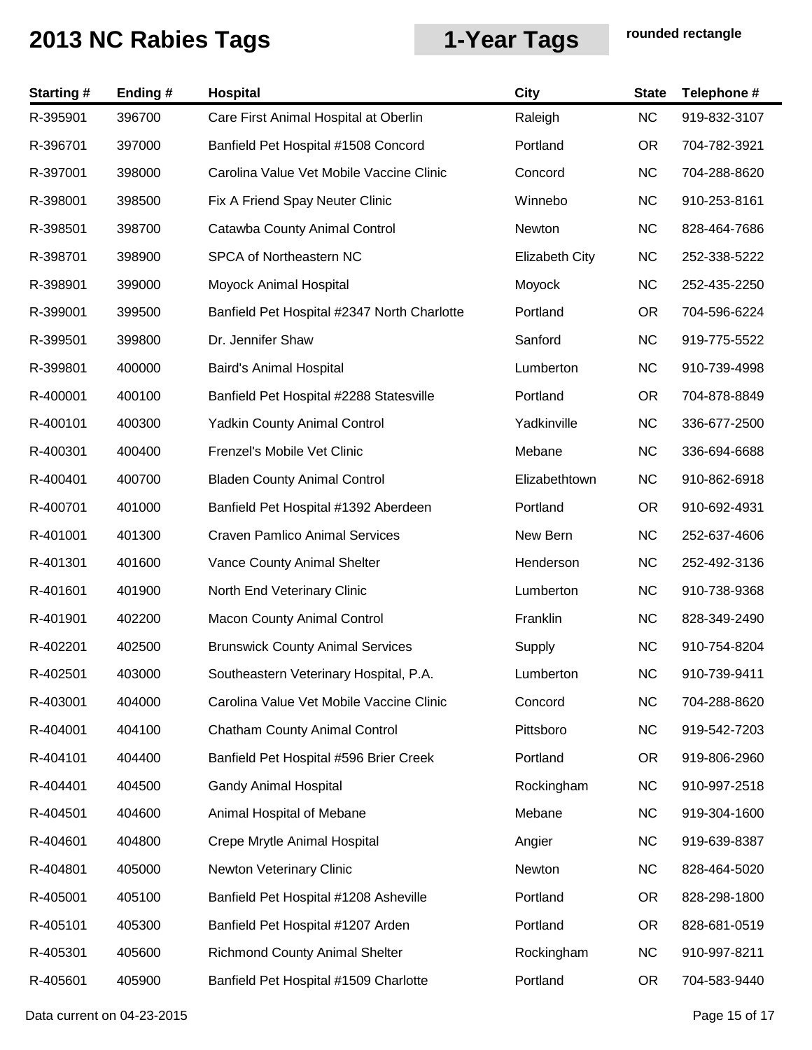# 2013 NC Rabies Tags

## 1-Year Tags

**rounded rectangle**

| Starting # | Ending # | Hospital | City | State | Telephone # |
|---|---|---|---|---|---|
| R-395901 | 396700 | Care First Animal Hospital at Oberlin | Raleigh | NC | 919-832-3107 |
| R-396701 | 397000 | Banfield Pet Hospital #1508 Concord | Portland | OR | 704-782-3921 |
| R-397001 | 398000 | Carolina Value Vet Mobile Vaccine Clinic | Concord | NC | 704-288-8620 |
| R-398001 | 398500 | Fix A Friend Spay Neuter Clinic | Winnebo | NC | 910-253-8161 |
| R-398501 | 398700 | Catawba County Animal Control | Newton | NC | 828-464-7686 |
| R-398701 | 398900 | SPCA of Northeastern NC | Elizabeth City | NC | 252-338-5222 |
| R-398901 | 399000 | Moyock Animal Hospital | Moyock | NC | 252-435-2250 |
| R-399001 | 399500 | Banfield Pet Hospital #2347 North Charlotte | Portland | OR | 704-596-6224 |
| R-399501 | 399800 | Dr. Jennifer Shaw | Sanford | NC | 919-775-5522 |
| R-399801 | 400000 | Baird's Animal Hospital | Lumberton | NC | 910-739-4998 |
| R-400001 | 400100 | Banfield Pet Hospital #2288 Statesville | Portland | OR | 704-878-8849 |
| R-400101 | 400300 | Yadkin County Animal Control | Yadkinville | NC | 336-677-2500 |
| R-400301 | 400400 | Frenzel's Mobile Vet Clinic | Mebane | NC | 336-694-6688 |
| R-400401 | 400700 | Bladen County Animal Control | Elizabethtown | NC | 910-862-6918 |
| R-400701 | 401000 | Banfield Pet Hospital #1392 Aberdeen | Portland | OR | 910-692-4931 |
| R-401001 | 401300 | Craven Pamlico Animal Services | New Bern | NC | 252-637-4606 |
| R-401301 | 401600 | Vance County Animal Shelter | Henderson | NC | 252-492-3136 |
| R-401601 | 401900 | North End Veterinary Clinic | Lumberton | NC | 910-738-9368 |
| R-401901 | 402200 | Macon County Animal Control | Franklin | NC | 828-349-2490 |
| R-402201 | 402500 | Brunswick County Animal Services | Supply | NC | 910-754-8204 |
| R-402501 | 403000 | Southeastern Veterinary Hospital, P.A. | Lumberton | NC | 910-739-9411 |
| R-403001 | 404000 | Carolina Value Vet Mobile Vaccine Clinic | Concord | NC | 704-288-8620 |
| R-404001 | 404100 | Chatham County Animal Control | Pittsboro | NC | 919-542-7203 |
| R-404101 | 404400 | Banfield Pet Hospital #596 Brier Creek | Portland | OR | 919-806-2960 |
| R-404401 | 404500 | Gandy Animal Hospital | Rockingham | NC | 910-997-2518 |
| R-404501 | 404600 | Animal Hospital of Mebane | Mebane | NC | 919-304-1600 |
| R-404601 | 404800 | Crepe Mrytle Animal Hospital | Angier | NC | 919-639-8387 |
| R-404801 | 405000 | Newton Veterinary Clinic | Newton | NC | 828-464-5020 |
| R-405001 | 405100 | Banfield Pet Hospital #1208 Asheville | Portland | OR | 828-298-1800 |
| R-405101 | 405300 | Banfield Pet Hospital #1207 Arden | Portland | OR | 828-681-0519 |
| R-405301 | 405600 | Richmond County Animal Shelter | Rockingham | NC | 910-997-8211 |
| R-405601 | 405900 | Banfield Pet Hospital #1509 Charlotte | Portland | OR | 704-583-9440 |

Data current on 04-23-2015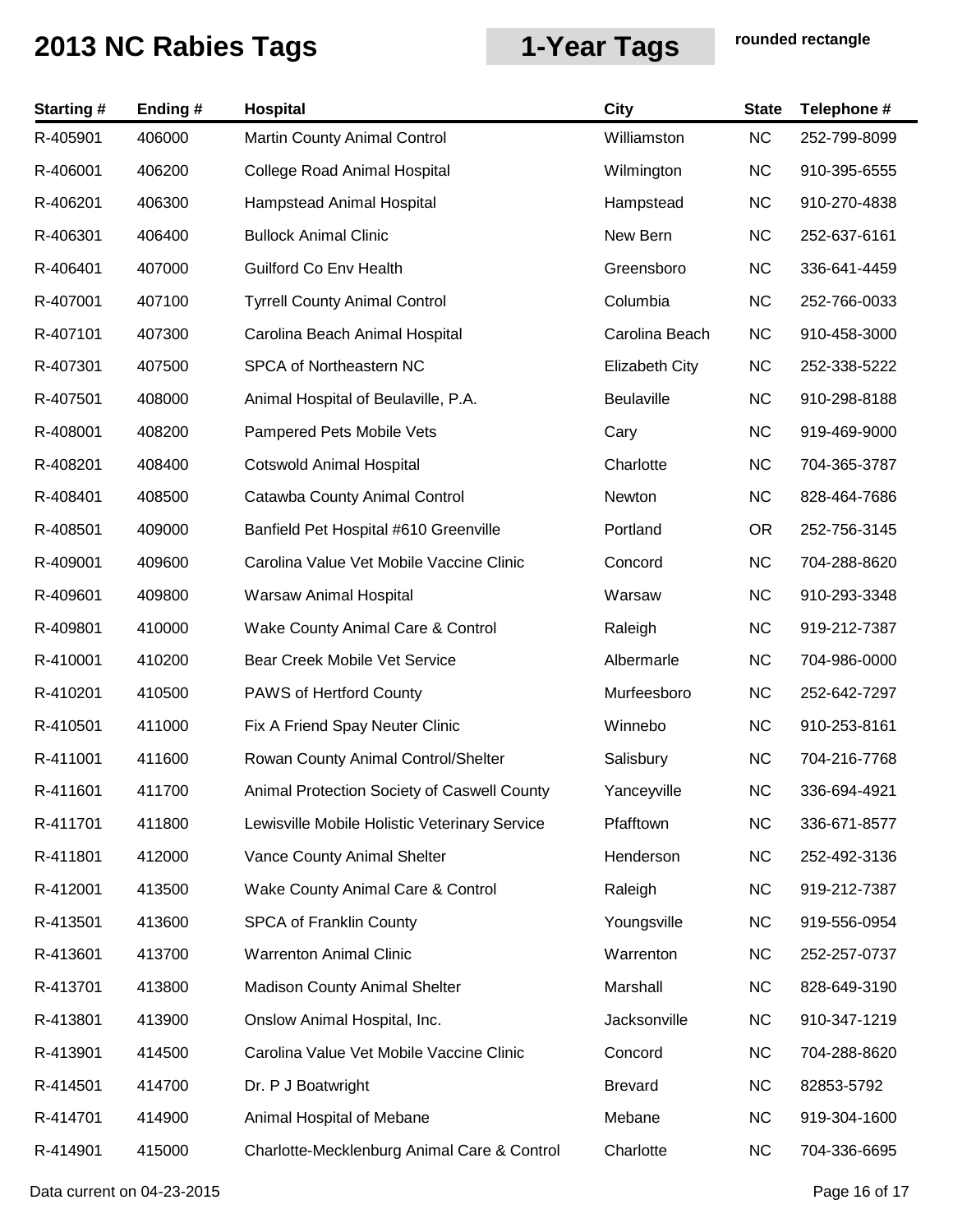# 2013 NC Rabies Tags

## 1-Year Tags

**rounded rectangle**

| Starting # | Ending # | Hospital | City | State | Telephone # |
|---|---|---|---|---|---|
| R-405901 | 406000 | Martin County Animal Control | Williamston | NC | 252-799-8099 |
| R-406001 | 406200 | College Road Animal Hospital | Wilmington | NC | 910-395-6555 |
| R-406201 | 406300 | Hampstead Animal Hospital | Hampstead | NC | 910-270-4838 |
| R-406301 | 406400 | Bullock Animal Clinic | New Bern | NC | 252-637-6161 |
| R-406401 | 407000 | Guilford Co Env Health | Greensboro | NC | 336-641-4459 |
| R-407001 | 407100 | Tyrrell County Animal Control | Columbia | NC | 252-766-0033 |
| R-407101 | 407300 | Carolina Beach Animal Hospital | Carolina Beach | NC | 910-458-3000 |
| R-407301 | 407500 | SPCA of Northeastern NC | Elizabeth City | NC | 252-338-5222 |
| R-407501 | 408000 | Animal Hospital of Beulaville, P.A. | Beulaville | NC | 910-298-8188 |
| R-408001 | 408200 | Pampered Pets Mobile Vets | Cary | NC | 919-469-9000 |
| R-408201 | 408400 | Cotswold Animal Hospital | Charlotte | NC | 704-365-3787 |
| R-408401 | 408500 | Catawba County Animal Control | Newton | NC | 828-464-7686 |
| R-408501 | 409000 | Banfield Pet Hospital #610 Greenville | Portland | OR | 252-756-3145 |
| R-409001 | 409600 | Carolina Value Vet Mobile Vaccine Clinic | Concord | NC | 704-288-8620 |
| R-409601 | 409800 | Warsaw Animal Hospital | Warsaw | NC | 910-293-3348 |
| R-409801 | 410000 | Wake County Animal Care & Control | Raleigh | NC | 919-212-7387 |
| R-410001 | 410200 | Bear Creek Mobile Vet Service | Albermarle | NC | 704-986-0000 |
| R-410201 | 410500 | PAWS of Hertford County | Murfeesboro | NC | 252-642-7297 |
| R-410501 | 411000 | Fix A Friend Spay Neuter Clinic | Winnebo | NC | 910-253-8161 |
| R-411001 | 411600 | Rowan County Animal Control/Shelter | Salisbury | NC | 704-216-7768 |
| R-411601 | 411700 | Animal Protection Society of Caswell County | Yanceyville | NC | 336-694-4921 |
| R-411701 | 411800 | Lewisville Mobile Holistic Veterinary Service | Pfafftown | NC | 336-671-8577 |
| R-411801 | 412000 | Vance County Animal Shelter | Henderson | NC | 252-492-3136 |
| R-412001 | 413500 | Wake County Animal Care & Control | Raleigh | NC | 919-212-7387 |
| R-413501 | 413600 | SPCA of Franklin County | Youngsville | NC | 919-556-0954 |
| R-413601 | 413700 | Warrenton Animal Clinic | Warrenton | NC | 252-257-0737 |
| R-413701 | 413800 | Madison County Animal Shelter | Marshall | NC | 828-649-3190 |
| R-413801 | 413900 | Onslow Animal Hospital, Inc. | Jacksonville | NC | 910-347-1219 |
| R-413901 | 414500 | Carolina Value Vet Mobile Vaccine Clinic | Concord | NC | 704-288-8620 |
| R-414501 | 414700 | Dr. P J Boatwright | Brevard | NC | 82853-5792 |
| R-414701 | 414900 | Animal Hospital of Mebane | Mebane | NC | 919-304-1600 |
| R-414901 | 415000 | Charlotte-Mecklenburg Animal Care & Control | Charlotte | NC | 704-336-6695 |

Data current on 04-23-2015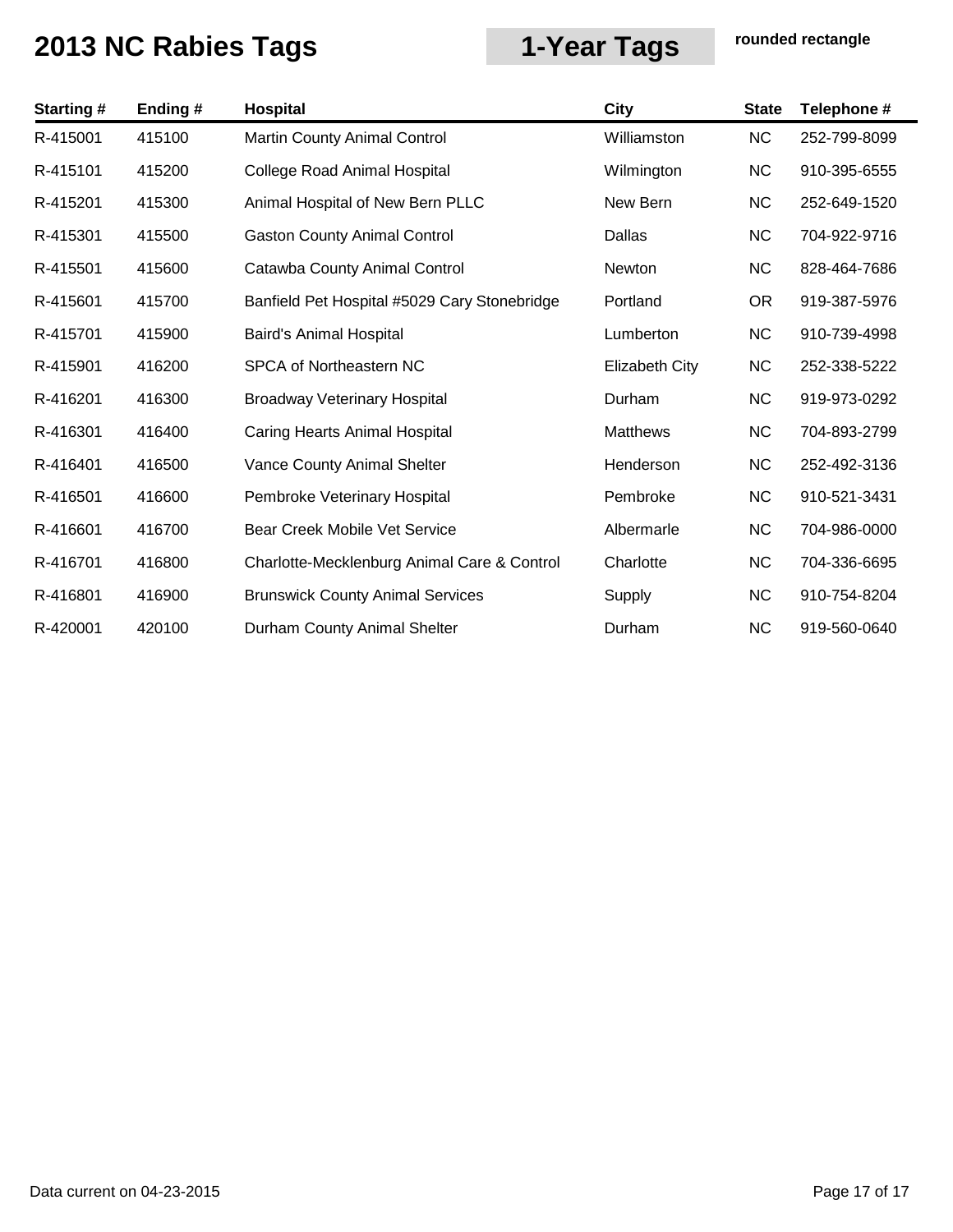# 2013 NC Rabies Tags

## 1-Year Tags

**rounded rectangle**

| Starting # | Ending # | Hospital | City | State | Telephone # |
|---|---|---|---|---|---|
| R-415001 | 415100 | Martin County Animal Control | Williamston | NC | 252-799-8099 |
| R-415101 | 415200 | College Road Animal Hospital | Wilmington | NC | 910-395-6555 |
| R-415201 | 415300 | Animal Hospital of New Bern PLLC | New Bern | NC | 252-649-1520 |
| R-415301 | 415500 | Gaston County Animal Control | Dallas | NC | 704-922-9716 |
| R-415501 | 415600 | Catawba County Animal Control | Newton | NC | 828-464-7686 |
| R-415601 | 415700 | Banfield Pet Hospital #5029 Cary Stonebridge | Portland | OR | 919-387-5976 |
| R-415701 | 415900 | Baird's Animal Hospital | Lumberton | NC | 910-739-4998 |
| R-415901 | 416200 | SPCA of Northeastern NC | Elizabeth City | NC | 252-338-5222 |
| R-416201 | 416300 | Broadway Veterinary Hospital | Durham | NC | 919-973-0292 |
| R-416301 | 416400 | Caring Hearts Animal Hospital | Matthews | NC | 704-893-2799 |
| R-416401 | 416500 | Vance County Animal Shelter | Henderson | NC | 252-492-3136 |
| R-416501 | 416600 | Pembroke Veterinary Hospital | Pembroke | NC | 910-521-3431 |
| R-416601 | 416700 | Bear Creek Mobile Vet Service | Albermarle | NC | 704-986-0000 |
| R-416701 | 416800 | Charlotte-Mecklenburg Animal Care & Control | Charlotte | NC | 704-336-6695 |
| R-416801 | 416900 | Brunswick County Animal Services | Supply | NC | 910-754-8204 |
| R-420001 | 420100 | Durham County Animal Shelter | Durham | NC | 919-560-0640 |

Data current on 04-23-2015